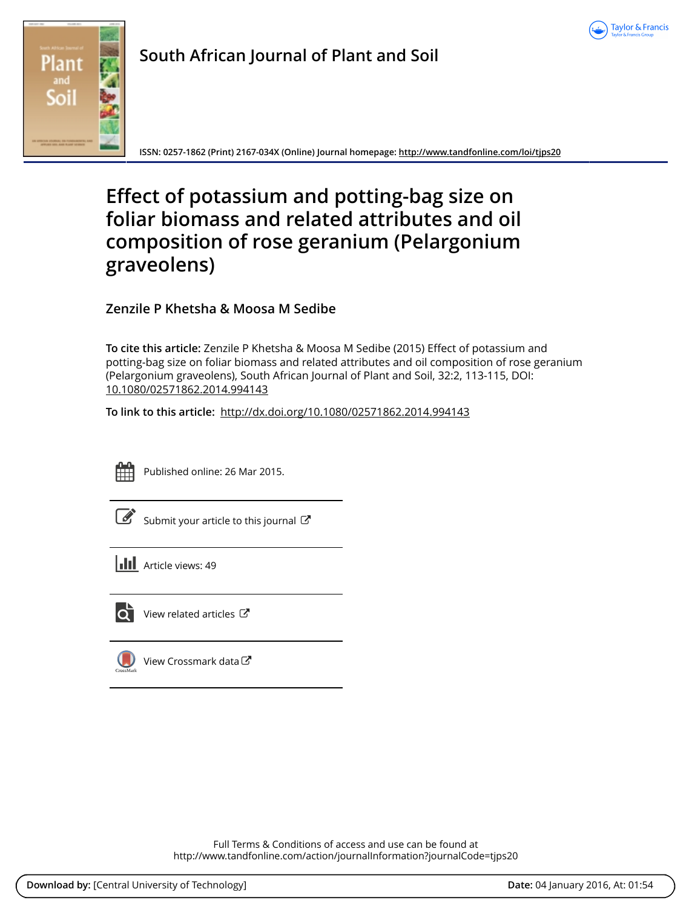South African Journal of Plant and Soil

ISSN: 0257-1862 (Print) 2167-034X (Online) Journal homepage: http://www.tandfonline.com/loi/tjps20

# Effect of potassium and potting-bag size on foliar biomass and related attributes and oil composition of rose geranium (Pelargonium graveolens)

**Zenzile P Khetsha & Moosa M Sedibe**

**To cite this article:** Zenzile P Khetsha & Moosa M Sedibe (2015) Effect of potassium and potting-bag size on foliar biomass and related attributes and oil composition of rose geranium (Pelargonium graveolens), South African Journal of Plant and Soil, 32:2, 113-115, DOI: 10.1080/02571862.2014.994143

**To link to this article:** http://dx.doi.org/10.1080/02571862.2014.994143

Published online: 26 Mar 2015.

Submit your article to this journal

Article views: 49

View related articles

View Crossmark data

Full Terms & Conditions of access and use can be found at
http://www.tandfonline.com/action/journalInformation?journalCode=tjps20

**Download by:** [Central University of Technology] **Date:** 04 January 2016, At: 01:54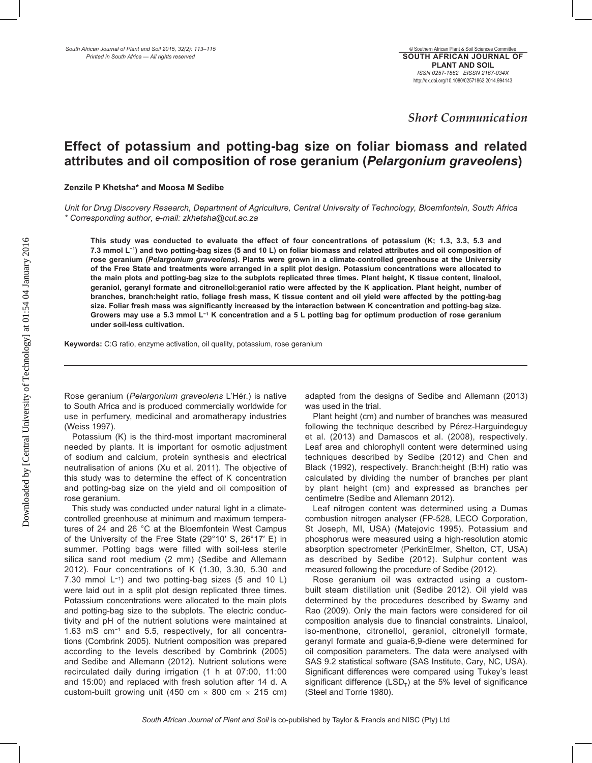*Short Communication*

# Effect of potassium and potting-bag size on foliar biomass and related attributes and oil composition of rose geranium (*Pelargonium graveolens*)

**Zenzile P Khetsha\* and Moosa M Sedibe**

*Unit for Drug Discovery Research, Department of Agriculture, Central University of Technology, Bloemfontein, South Africa*
*\* Corresponding author, e-mail: zkhetsha@cut.ac.za*

**This study was conducted to evaluate the effect of four concentrations of potassium (K; 1.3, 3.3, 5.3 and 7.3 mmol $L^{-1}$) and two potting-bag sizes (5 and 10 L) on foliar biomass and related attributes and oil composition of rose geranium (*Pelargonium graveolens*). Plants were grown in a climate-controlled greenhouse at the University of the Free State and treatments were arranged in a split plot design. Potassium concentrations were allocated to the main plots and potting-bag size to the subplots replicated three times. Plant height, K tissue content, linalool, geraniol, geranyl formate and citronellol:geraniol ratio were affected by the K application. Plant height, number of branches, branch:height ratio, foliage fresh mass, K tissue content and oil yield were affected by the potting-bag size. Foliar fresh mass was significantly increased by the interaction between K concentration and potting-bag size. Growers may use a 5.3 mmol $L^{-1}$ K concentration and a 5 L potting bag for optimum production of rose geranium under soil-less cultivation.**

**Keywords:** C:G ratio, enzyme activation, oil quality, potassium, rose geranium

Rose geranium (*Pelargonium graveolens* L'Hér.) is native to South Africa and is produced commercially worldwide for use in perfumery, medicinal and aromatherapy industries (Weiss 1997).

Potassium (K) is the third-most important macromineral needed by plants. It is important for osmotic adjustment of sodium and calcium, protein synthesis and electrical neutralisation of anions (Xu et al. 2011). The objective of this study was to determine the effect of K concentration and potting-bag size on the yield and oil composition of rose geranium.

This study was conducted under natural light in a climate-controlled greenhouse at minimum and maximum temperatures of 24 and 26 °C at the Bloemfontein West Campus of the University of the Free State (29°10′ S, 26°17′ E) in summer. Potting bags were filled with soil-less sterile silica sand root medium (2 mm) (Sedibe and Allemann 2012). Four concentrations of K (1.30, 3.30, 5.30 and 7.30 mmol $L^{-1}$) and two potting-bag sizes (5 and 10 L) were laid out in a split plot design replicated three times. Potassium concentrations were allocated to the main plots and potting-bag size to the subplots. The electric conductivity and pH of the nutrient solutions were maintained at 1.63 mS $cm^{-1}$ and 5.5, respectively, for all concentrations (Combrink 2005). Nutrient composition was prepared according to the levels described by Combrink (2005) and Sedibe and Allemann (2012). Nutrient solutions were recirculated daily during irrigation (1 h at 07:00, 11:00 and 15:00) and replaced with fresh solution after 14 d. A custom-built growing unit (450 cm × 800 cm × 215 cm) adapted from the designs of Sedibe and Allemann (2013) was used in the trial.

Plant height (cm) and number of branches was measured following the technique described by Pérez-Harguindeguy et al. (2013) and Damascos et al. (2008), respectively. Leaf area and chlorophyll content were determined using techniques described by Sedibe (2012) and Chen and Black (1992), respectively. Branch:height (B:H) ratio was calculated by dividing the number of branches per plant by plant height (cm) and expressed as branches per centimetre (Sedibe and Allemann 2012).

Leaf nitrogen content was determined using a Dumas combustion nitrogen analyser (FP-528, LECO Corporation, St Joseph, MI, USA) (Matejovic 1995). Potassium and phosphorus were measured using a high-resolution atomic absorption spectrometer (PerkinElmer, Shelton, CT, USA) as described by Sedibe (2012). Sulphur content was measured following the procedure of Sedibe (2012).

Rose geranium oil was extracted using a custom-built steam distillation unit (Sedibe 2012). Oil yield was determined by the procedures described by Swamy and Rao (2009). Only the main factors were considered for oil composition analysis due to financial constraints. Linalool, iso-menthone, citronellol, geraniol, citronelyll formate, geranyl formate and guaia-6,9-diene were determined for oil composition parameters. The data were analysed with SAS 9.2 statistical software (SAS Institute, Cary, NC, USA). Significant differences were compared using Tukey's least significant difference ($LSD_T$) at the 5% level of significance (Steel and Torrie 1980).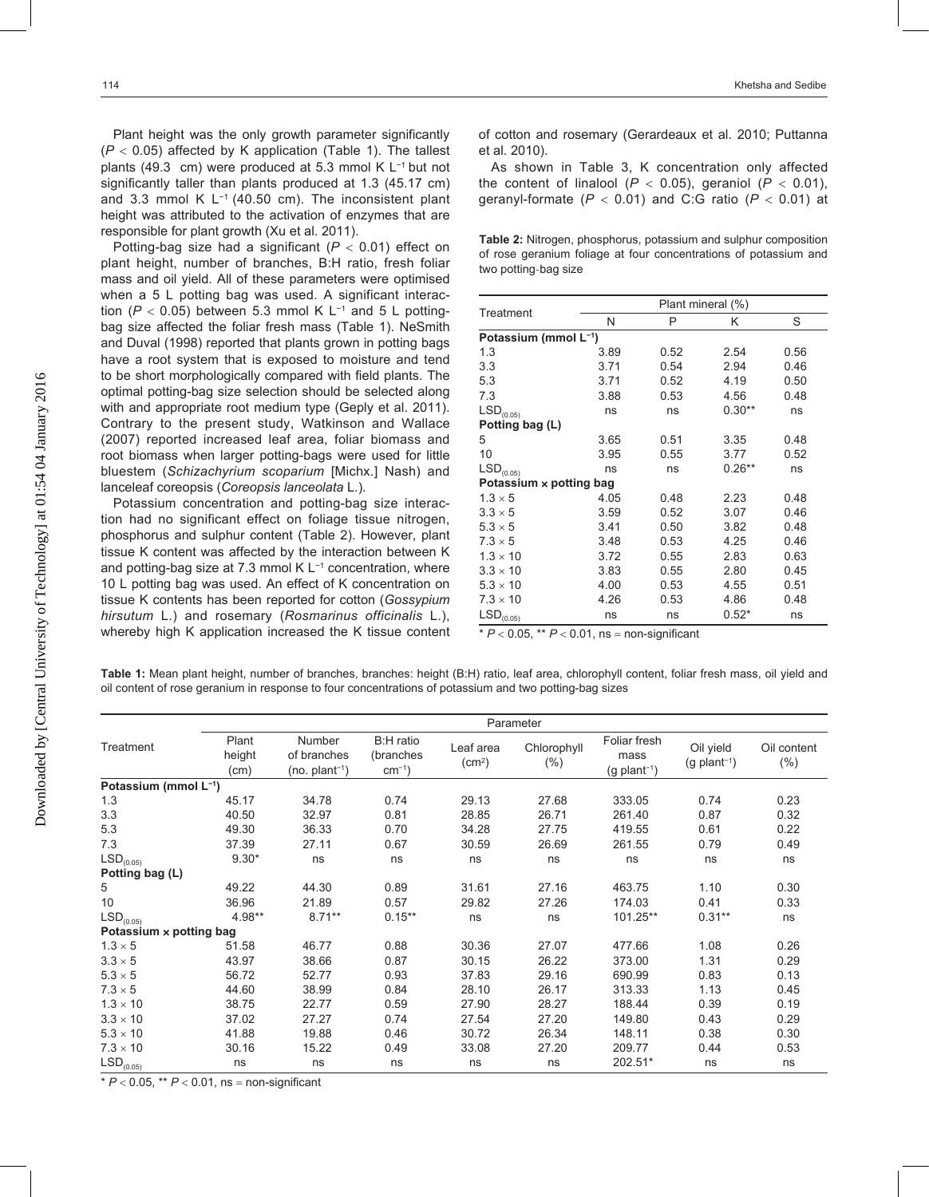Plant height was the only growth parameter significantly ($P < 0.05$) affected by K application (Table 1). The tallest plants (49.3 cm) were produced at 5.3 mmol K $L^{-1}$ but not significantly taller than plants produced at 1.3 (45.17 cm) and 3.3 mmol K $L^{-1}$ (40.50 cm). The inconsistent plant height was attributed to the activation of enzymes that are responsible for plant growth (Xu et al. 2011).

Potting-bag size had a significant ($P < 0.01$) effect on plant height, number of branches, B:H ratio, fresh foliar mass and oil yield. All of these parameters were optimised when a 5 L potting bag was used. A significant interaction ($P < 0.05$) between 5.3 mmol K $L^{-1}$ and 5 L potting-bag size affected the foliar fresh mass (Table 1). NeSmith and Duval (1998) reported that plants grown in potting bags have a root system that is exposed to moisture and tend to be short morphologically compared with field plants. The optimal potting-bag size selection should be selected along with and appropriate root medium type (Geply et al. 2011). Contrary to the present study, Watkinson and Wallace (2007) reported increased leaf area, foliar biomass and root biomass when larger potting-bags were used for little bluestem (*Schizachyrium scoparium* [Michx.] Nash) and lanceleaf coreopsis (*Coreopsis lanceolata* L.).

Potassium concentration and potting-bag size interaction had no significant effect on foliage tissue nitrogen, phosphorus and sulphur content (Table 2). However, plant tissue K content was affected by the interaction between K and potting-bag size at 7.3 mmol K $L^{-1}$ concentration, where 10 L potting bag was used. An effect of K concentration on tissue K contents has been reported for cotton (*Gossypium hirsutum* L.) and rosemary (*Rosmarinus officinalis* L.), whereby high K application increased the K tissue content of cotton and rosemary (Gerardeaux et al. 2010; Puttanna et al. 2010).

As shown in Table 3, K concentration only affected the content of linalool ($P < 0.05$), geraniol ($P < 0.01$), geranyl-formate ($P < 0.01$) and C:G ratio ($P < 0.01$) at

**Table 2:** Nitrogen, phosphorus, potassium and sulphur composition of rose geranium foliage at four concentrations of potassium and two potting-bag size

| Treatment | Plant mineral (%) | | | |
|---|---|---|---|---|
| | N | P | K | S |
| **Potassium (mmol $L^{-1}$)** | | | | |
| 1.3 | 3.89 | 0.52 | 2.54 | 0.56 |
| 3.3 | 3.71 | 0.54 | 2.94 | 0.46 |
| 5.3 | 3.71 | 0.52 | 4.19 | 0.50 |
| 7.3 | 3.88 | 0.53 | 4.56 | 0.48 |
| $LSD_{(0.05)}$ | ns | ns | 0.30** | ns |
| **Potting bag (L)** | | | | |
| 5 | 3.65 | 0.51 | 3.35 | 0.48 |
| 10 | 3.95 | 0.55 | 3.77 | 0.52 |
| $LSD_{(0.05)}$ | ns | ns | 0.26** | ns |
| **Potassium × potting bag** | | | | |
| 1.3 × 5 | 4.05 | 0.48 | 2.23 | 0.48 |
| 3.3 × 5 | 3.59 | 0.52 | 3.07 | 0.46 |
| 5.3 × 5 | 3.41 | 0.50 | 3.82 | 0.48 |
| 7.3 × 5 | 3.48 | 0.53 | 4.25 | 0.46 |
| 1.3 × 10 | 3.72 | 0.55 | 2.83 | 0.63 |
| 3.3 × 10 | 3.83 | 0.55 | 2.80 | 0.45 |
| 5.3 × 10 | 4.00 | 0.53 | 4.55 | 0.51 |
| 7.3 × 10 | 4.26 | 0.53 | 4.86 | 0.48 |
| $LSD_{(0.05)}$ | ns | ns | 0.52* | ns |

* $P < 0.05$, ** $P < 0.01$, ns = non-significant

**Table 1:** Mean plant height, number of branches, branches: height (B:H) ratio, leaf area, chlorophyll content, foliar fresh mass, oil yield and oil content of rose geranium in response to four concentrations of potassium and two potting-bag sizes

| Treatment | Parameter | | | | | | | |
|---|---|---|---|---|---|---|---|---|
| | Plant height (cm) | Number of branches (no. $plant^{-1}$) | B:H ratio (branches $cm^{-1}$) | Leaf area ($cm^2$) | Chlorophyll (%) | Foliar fresh mass (g $plant^{-1}$) | Oil yield (g $plant^{-1}$) | Oil content (%) |
| **Potassium (mmol $L^{-1}$)** | | | | | | | | |
| 1.3 | 45.17 | 34.78 | 0.74 | 29.13 | 27.68 | 333.05 | 0.74 | 0.23 |
| 3.3 | 40.50 | 32.97 | 0.81 | 28.85 | 26.71 | 261.40 | 0.87 | 0.32 |
| 5.3 | 49.30 | 36.33 | 0.70 | 34.28 | 27.75 | 419.55 | 0.61 | 0.22 |
| 7.3 | 37.39 | 27.11 | 0.67 | 30.59 | 26.69 | 261.55 | 0.79 | 0.49 |
| $LSD_{(0.05)}$ | 9.30* | ns | ns | ns | ns | ns | ns | ns |
| **Potting bag (L)** | | | | | | | | |
| 5 | 49.22 | 44.30 | 0.89 | 31.61 | 27.16 | 463.75 | 1.10 | 0.30 |
| 10 | 36.96 | 21.89 | 0.57 | 29.82 | 27.26 | 174.03 | 0.41 | 0.33 |
| $LSD_{(0.05)}$ | 4.98** | 8.71** | 0.15** | ns | ns | 101.25** | 0.31** | ns |
| **Potassium × potting bag** | | | | | | | | |
| 1.3 × 5 | 51.58 | 46.77 | 0.88 | 30.36 | 27.07 | 477.66 | 1.08 | 0.26 |
| 3.3 × 5 | 43.97 | 38.66 | 0.87 | 30.15 | 26.22 | 373.00 | 1.31 | 0.29 |
| 5.3 × 5 | 56.72 | 52.77 | 0.93 | 37.83 | 29.16 | 690.99 | 0.83 | 0.13 |
| 7.3 × 5 | 44.60 | 38.99 | 0.84 | 28.10 | 26.17 | 313.33 | 1.13 | 0.45 |
| 1.3 × 10 | 38.75 | 22.77 | 0.59 | 27.90 | 28.27 | 188.44 | 0.39 | 0.19 |
| 3.3 × 10 | 37.02 | 27.27 | 0.74 | 27.54 | 27.20 | 149.80 | 0.43 | 0.29 |
| 5.3 × 10 | 41.88 | 19.88 | 0.46 | 30.72 | 26.34 | 148.11 | 0.38 | 0.30 |
| 7.3 × 10 | 30.16 | 15.22 | 0.49 | 33.08 | 27.20 | 209.77 | 0.44 | 0.53 |
| $LSD_{(0.05)}$ | ns | ns | ns | ns | ns | 202.51* | ns | ns |

* $P < 0.05$, ** $P < 0.01$, ns = non-significant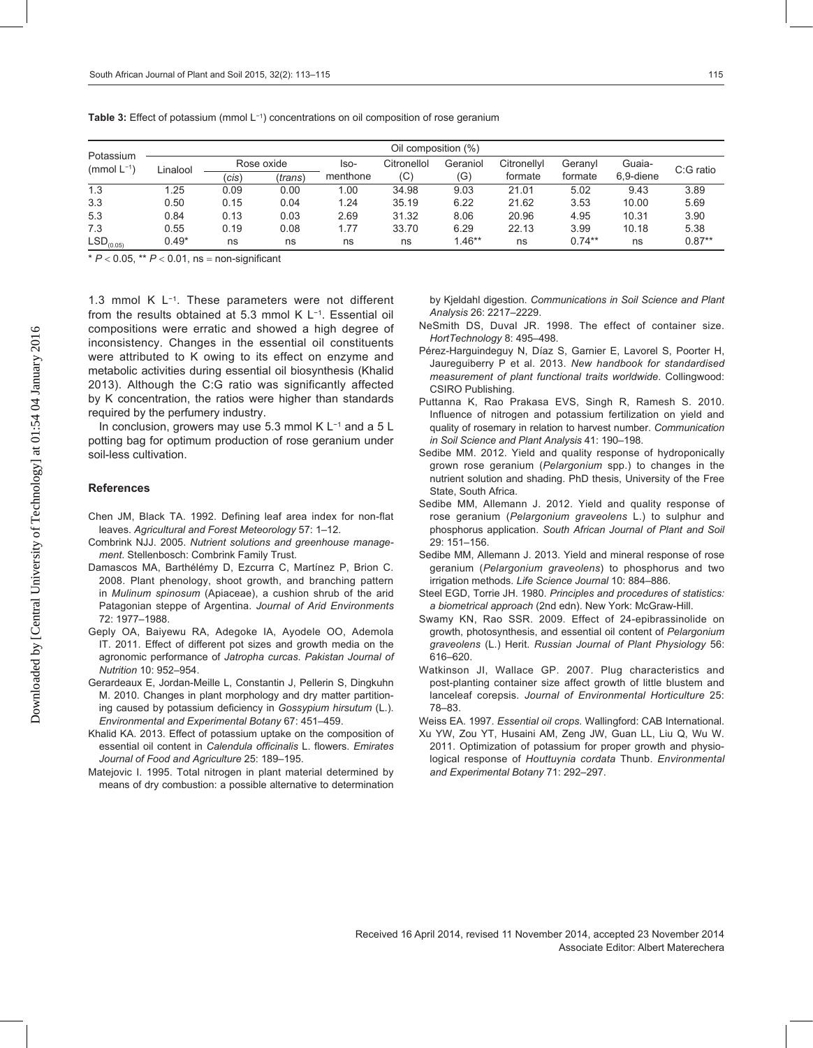**Table 3:** Effect of potassium (mmol $L^{-1}$) concentrations on oil composition of rose geranium

| Potassium (mmol $L^{-1}$) | Oil composition (%) | | | | | | | | | |
|---|---|---|---|---|---|---|---|---|---|---|
| | Linalool | Rose oxide (*cis*) | Rose oxide (*trans*) | Iso-menthone | Citronellol (C) | Geraniol (G) | Citronellyl formate | Geranyl formate | Guaia-6,9-diene | C:G ratio |
| 1.3 | 1.25 | 0.09 | 0.00 | 1.00 | 34.98 | 9.03 | 21.01 | 5.02 | 9.43 | 3.89 |
| 3.3 | 0.50 | 0.15 | 0.04 | 1.24 | 35.19 | 6.22 | 21.62 | 3.53 | 10.00 | 5.69 |
| 5.3 | 0.84 | 0.13 | 0.03 | 2.69 | 31.32 | 8.06 | 20.96 | 4.95 | 10.31 | 3.90 |
| 7.3 | 0.55 | 0.19 | 0.08 | 1.77 | 33.70 | 6.29 | 22.13 | 3.99 | 10.18 | 5.38 |
| $LSD_{(0.05)}$ | 0.49* | ns | ns | ns | ns | 1.46** | ns | 0.74** | ns | 0.87** |

* $P < 0.05$, ** $P < 0.01$, ns = non-significant

1.3 mmol K $L^{-1}$. These parameters were not different from the results obtained at 5.3 mmol K $L^{-1}$. Essential oil compositions were erratic and showed a high degree of inconsistency. Changes in the essential oil constituents were attributed to K owing to its effect on enzyme and metabolic activities during essential oil biosynthesis (Khalid 2013). Although the C:G ratio was significantly affected by K concentration, the ratios were higher than standards required by the perfumery industry.

In conclusion, growers may use 5.3 mmol K $L^{-1}$ and a 5 L potting bag for optimum production of rose geranium under soil-less cultivation.

## References

Chen JM, Black TA. 1992. Defining leaf area index for non-flat leaves. *Agricultural and Forest Meteorology* 57: 1–12.

Combrink NJJ. 2005. *Nutrient solutions and greenhouse management*. Stellenbosch: Combrink Family Trust.

Damascos MA, Barthélémy D, Ezcurra C, Martínez P, Brion C. 2008. Plant phenology, shoot growth, and branching pattern in *Mulinum spinosum* (Apiaceae), a cushion shrub of the arid Patagonian steppe of Argentina. *Journal of Arid Environments* 72: 1977–1988.

Geply OA, Baiyewu RA, Adegoke IA, Ayodele OO, Ademola IT. 2011. Effect of different pot sizes and growth media on the agronomic performance of *Jatropha curcas*. *Pakistan Journal of Nutrition* 10: 952–954.

Gerardeaux E, Jordan-Meille L, Constantin J, Pellerin S, Dingkuhn M. 2010. Changes in plant morphology and dry matter partitioning caused by potassium deficiency in *Gossypium hirsutum* (L.). *Environmental and Experimental Botany* 67: 451–459.

Khalid KA. 2013. Effect of potassium uptake on the composition of essential oil content in *Calendula officinalis* L. flowers. *Emirates Journal of Food and Agriculture* 25: 189–195.

Matejovic I. 1995. Total nitrogen in plant material determined by means of dry combustion: a possible alternative to determination by Kjeldahl digestion. *Communications in Soil Science and Plant Analysis* 26: 2217–2229.

NeSmith DS, Duval JR. 1998. The effect of container size. *HortTechnology* 8: 495–498.

Pérez-Harguindeguy N, Díaz S, Garnier E, Lavorel S, Poorter H, Jaureguiberry P et al. 2013. *New handbook for standardised measurement of plant functional traits worldwide*. Collingwood: CSIRO Publishing.

Puttanna K, Rao Prakasa EVS, Singh R, Ramesh S. 2010. Influence of nitrogen and potassium fertilization on yield and quality of rosemary in relation to harvest number. *Communication in Soil Science and Plant Analysis* 41: 190–198.

Sedibe MM. 2012. Yield and quality response of hydroponically grown rose geranium (*Pelargonium* spp.) to changes in the nutrient solution and shading. PhD thesis, University of the Free State, South Africa.

Sedibe MM, Allemann J. 2012. Yield and quality response of rose geranium (*Pelargonium graveolens* L.) to sulphur and phosphorus application. *South African Journal of Plant and Soil* 29: 151–156.

Sedibe MM, Allemann J. 2013. Yield and mineral response of rose geranium (*Pelargonium graveolens*) to phosphorus and two irrigation methods. *Life Science Journal* 10: 884–886.

Steel EGD, Torrie JH. 1980. *Principles and procedures of statistics: a biometrical approach* (2nd edn). New York: McGraw-Hill.

Swamy KN, Rao SSR. 2009. Effect of 24-epibrassinolide on growth, photosynthesis, and essential oil content of *Pelargonium graveolens* (L.) Herit. *Russian Journal of Plant Physiology* 56: 616–620.

Watkinson JI, Wallace GP. 2007. Plug characteristics and post-planting container size affect growth of little blustem and lanceleaf corepsis. *Journal of Environmental Horticulture* 25: 78–83.

Weiss EA. 1997. *Essential oil crops*. Wallingford: CAB International.

Xu YW, Zou YT, Husaini AM, Zeng JW, Guan LL, Liu Q, Wu W. 2011. Optimization of potassium for proper growth and physiological response of *Houttuynia cordata* Thunb. *Environmental and Experimental Botany* 71: 292–297.

Received 16 April 2014, revised 11 November 2014, accepted 23 November 2014
Associate Editor: Albert Materechera